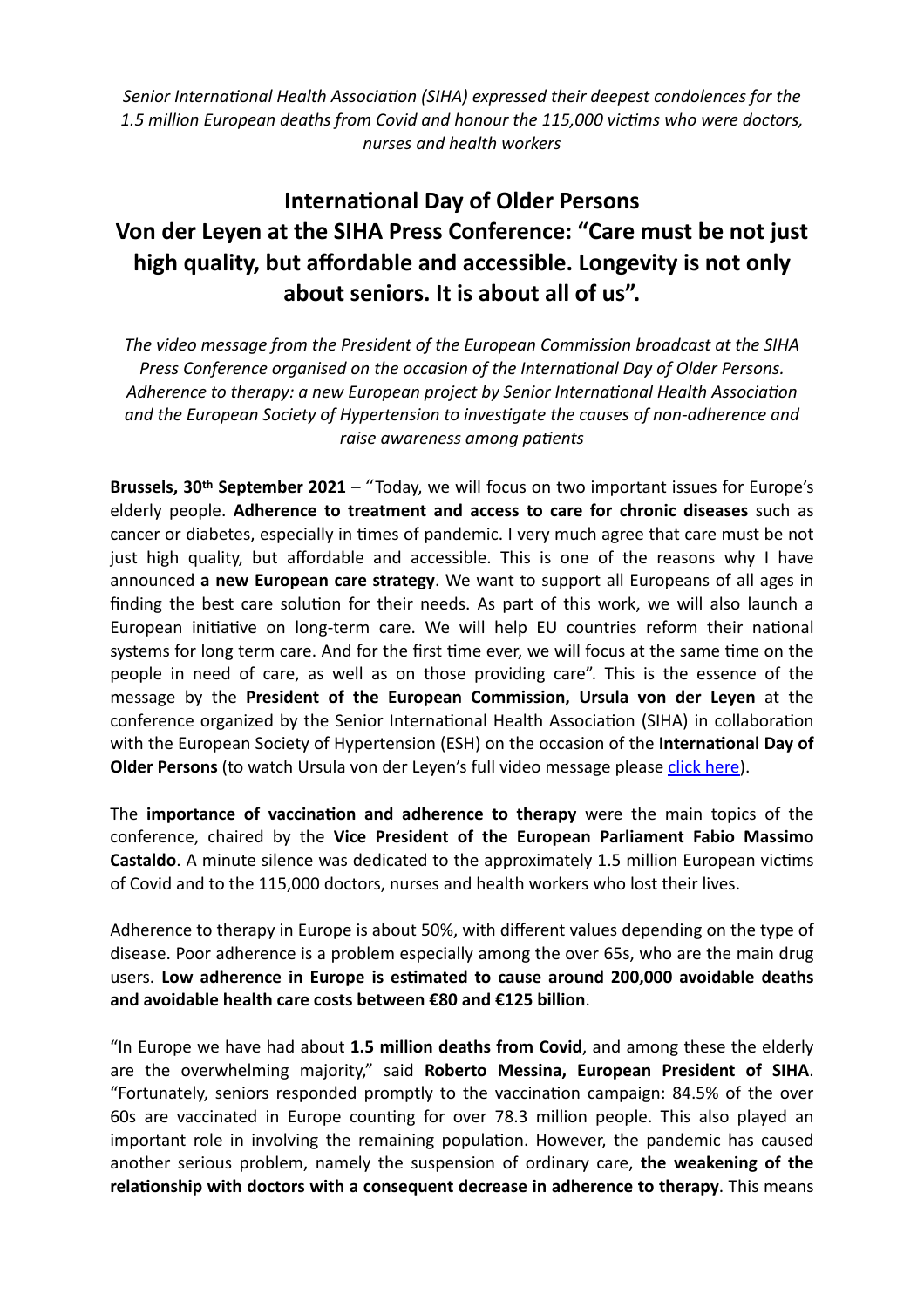*Senior International Health Association (SIHA) expressed their deepest condolences for the 1.5 million European deaths from Covid and honour the 115,000 victims who were doctors, nurses and health workers*

# International Day of Older Persons
# Von der Leyen at the SIHA Press Conference: "Care must be not just high quality, but affordable and accessible. Longevity is not only about seniors. It is about all of us".

*The video message from the President of the European Commission broadcast at the SIHA Press Conference organised on the occasion of the International Day of Older Persons. Adherence to therapy: a new European project by Senior International Health Association and the European Society of Hypertension to investigate the causes of non-adherence and raise awareness among patients*

**Brussels, 30th September 2021** – "Today, we will focus on two important issues for Europe's elderly people. **Adherence to treatment and access to care for chronic diseases** such as cancer or diabetes, especially in times of pandemic. I very much agree that care must be not just high quality, but affordable and accessible. This is one of the reasons why I have announced **a new European care strategy**. We want to support all Europeans of all ages in finding the best care solution for their needs. As part of this work, we will also launch a European initiative on long-term care. We will help EU countries reform their national systems for long term care. And for the first time ever, we will focus at the same time on the people in need of care, as well as on those providing care". This is the essence of the message by the **President of the European Commission, Ursula von der Leyen** at the conference organized by the Senior International Health Association (SIHA) in collaboration with the European Society of Hypertension (ESH) on the occasion of the **International Day of Older Persons** (to watch Ursula von der Leyen's full video message please click here).

The **importance of vaccination and adherence to therapy** were the main topics of the conference, chaired by the **Vice President of the European Parliament Fabio Massimo Castaldo**. A minute silence was dedicated to the approximately 1.5 million European victims of Covid and to the 115,000 doctors, nurses and health workers who lost their lives.

Adherence to therapy in Europe is about 50%, with different values depending on the type of disease. Poor adherence is a problem especially among the over 65s, who are the main drug users. **Low adherence in Europe is estimated to cause around 200,000 avoidable deaths and avoidable health care costs between €80 and €125 billion**.

"In Europe we have had about **1.5 million deaths from Covid**, and among these the elderly are the overwhelming majority," said **Roberto Messina, European President of SIHA**. "Fortunately, seniors responded promptly to the vaccination campaign: 84.5% of the over 60s are vaccinated in Europe counting for over 78.3 million people. This also played an important role in involving the remaining population. However, the pandemic has caused another serious problem, namely the suspension of ordinary care, **the weakening of the relationship with doctors with a consequent decrease in adherence to therapy**. This means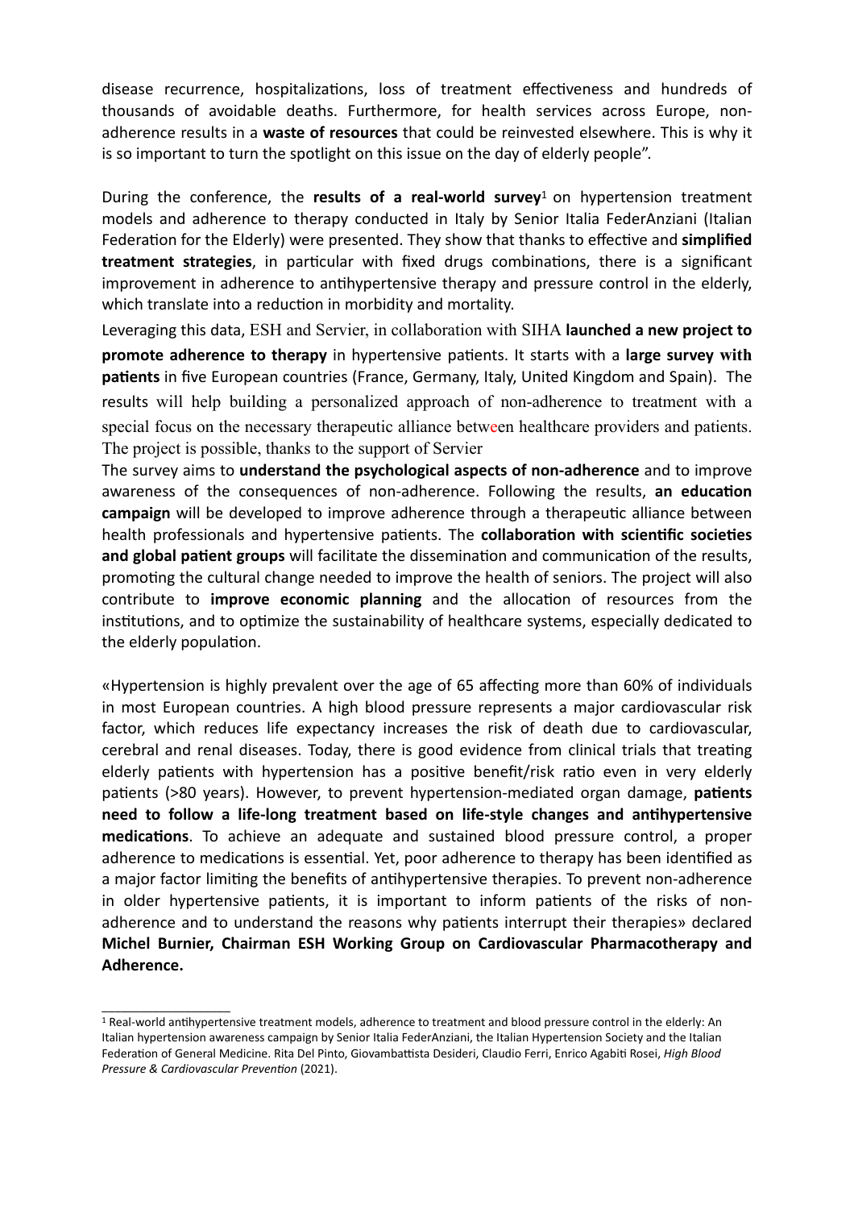disease recurrence, hospitalizations, loss of treatment effectiveness and hundreds of thousands of avoidable deaths. Furthermore, for health services across Europe, non-adherence results in a **waste of resources** that could be reinvested elsewhere. This is why it is so important to turn the spotlight on this issue on the day of elderly people".

During the conference, the **results of a real-world survey**[1] on hypertension treatment models and adherence to therapy conducted in Italy by Senior Italia FederAnziani (Italian Federation for the Elderly) were presented. They show that thanks to effective and **simplified treatment strategies**, in particular with fixed drugs combinations, there is a significant improvement in adherence to antihypertensive therapy and pressure control in the elderly, which translate into a reduction in morbidity and mortality.

Leveraging this data, ESH and Servier, in collaboration with SIHA **launched a new project to promote adherence to therapy** in hypertensive patients. It starts with a **large survey with patients** in five European countries (France, Germany, Italy, United Kingdom and Spain). The results will help building a personalized approach of non-adherence to treatment with a special focus on the necessary therapeutic alliance between healthcare providers and patients. The project is possible, thanks to the support of Servier

The survey aims to **understand the psychological aspects of non-adherence** and to improve awareness of the consequences of non-adherence. Following the results, **an education campaign** will be developed to improve adherence through a therapeutic alliance between health professionals and hypertensive patients. The **collaboration with scientific societies and global patient groups** will facilitate the dissemination and communication of the results, promoting the cultural change needed to improve the health of seniors. The project will also contribute to **improve economic planning** and the allocation of resources from the institutions, and to optimize the sustainability of healthcare systems, especially dedicated to the elderly population.

«Hypertension is highly prevalent over the age of 65 affecting more than 60% of individuals in most European countries. A high blood pressure represents a major cardiovascular risk factor, which reduces life expectancy increases the risk of death due to cardiovascular, cerebral and renal diseases. Today, there is good evidence from clinical trials that treating elderly patients with hypertension has a positive benefit/risk ratio even in very elderly patients (>80 years). However, to prevent hypertension-mediated organ damage, **patients need to follow a life-long treatment based on life-style changes and antihypertensive medications**. To achieve an adequate and sustained blood pressure control, a proper adherence to medications is essential. Yet, poor adherence to therapy has been identified as a major factor limiting the benefits of antihypertensive therapies. To prevent non-adherence in older hypertensive patients, it is important to inform patients of the risks of non-adherence and to understand the reasons why patients interrupt their therapies» declared **Michel Burnier, Chairman ESH Working Group on Cardiovascular Pharmacotherapy and Adherence.**

---

[1] Real-world antihypertensive treatment models, adherence to treatment and blood pressure control in the elderly: An Italian hypertension awareness campaign by Senior Italia FederAnziani, the Italian Hypertension Society and the Italian Federation of General Medicine. Rita Del Pinto, Giovambattista Desideri, Claudio Ferri, Enrico Agabiti Rosei, *High Blood Pressure & Cardiovascular Prevention* (2021).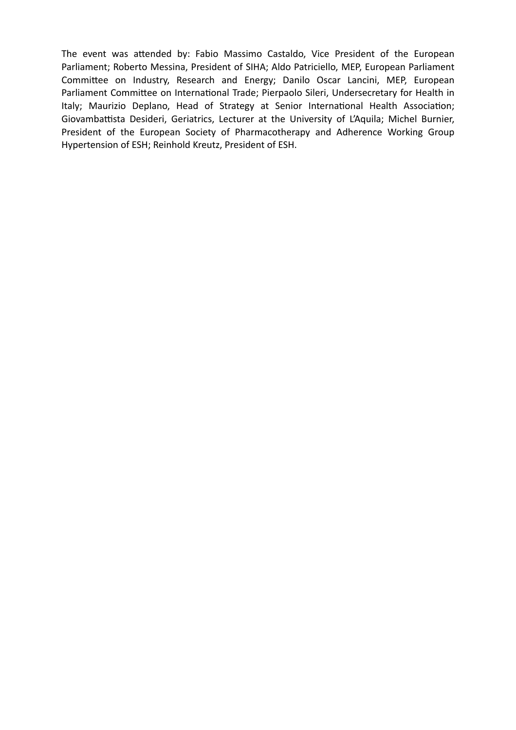The event was attended by: Fabio Massimo Castaldo, Vice President of the European Parliament; Roberto Messina, President of SIHA; Aldo Patriciello, MEP, European Parliament Committee on Industry, Research and Energy; Danilo Oscar Lancini, MEP, European Parliament Committee on International Trade; Pierpaolo Sileri, Undersecretary for Health in Italy; Maurizio Deplano, Head of Strategy at Senior International Health Association; Giovambattista Desideri, Geriatrics, Lecturer at the University of L'Aquila; Michel Burnier, President of the European Society of Pharmacotherapy and Adherence Working Group Hypertension of ESH; Reinhold Kreutz, President of ESH.